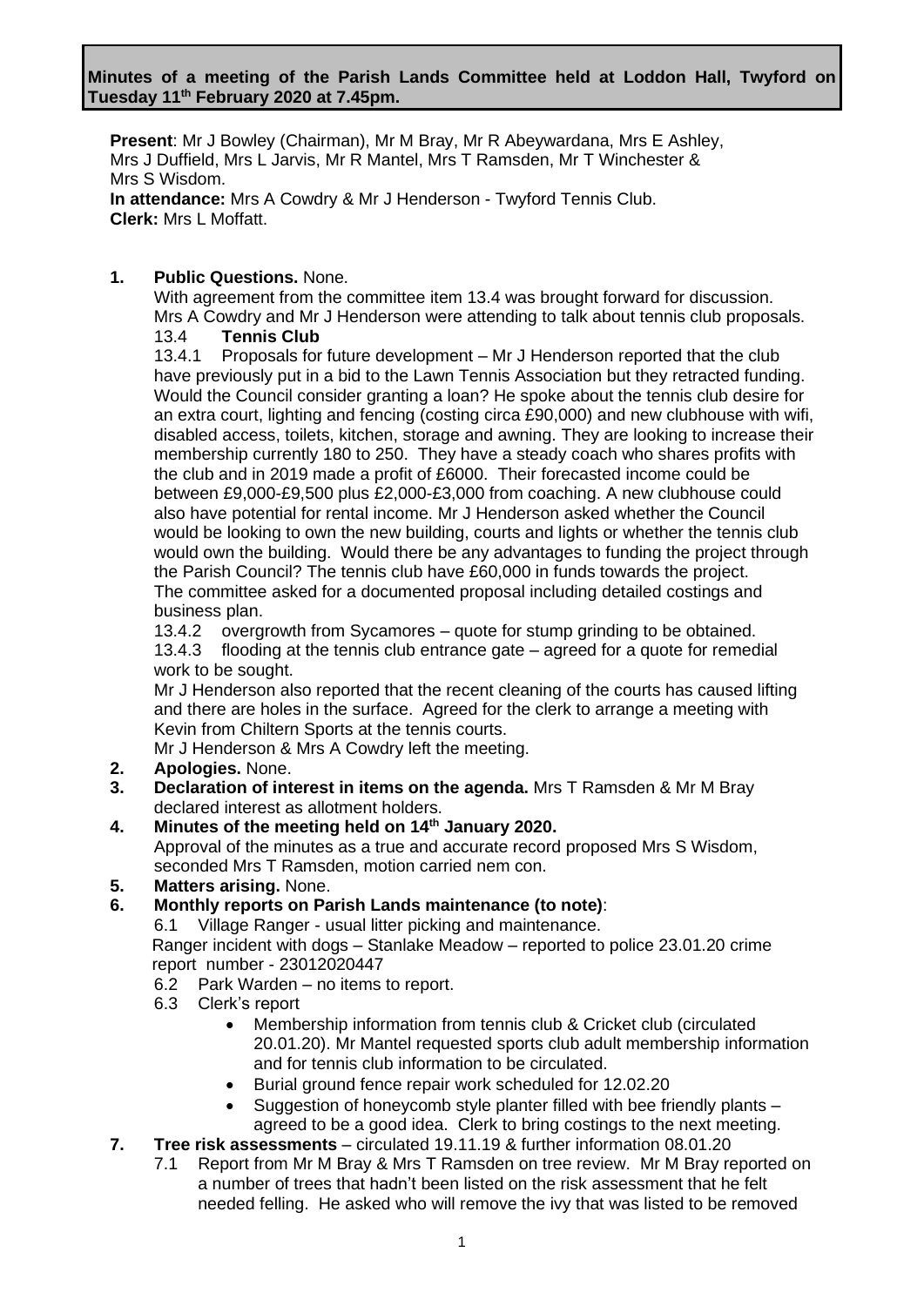**Minutes of a meeting of the Parish Lands Committee held at Loddon Hall, Twyford on Tuesday 11th February 2020 at 7.45pm.**

**Present**: Mr J Bowley (Chairman), Mr M Bray, Mr R Abeywardana, Mrs E Ashley, Mrs J Duffield, Mrs L Jarvis, Mr R Mantel, Mrs T Ramsden, Mr T Winchester & Mrs S Wisdom.
**In attendance:** Mrs A Cowdry & Mr J Henderson - Twyford Tennis Club.
**Clerk:** Mrs L Moffatt.

1. **Public Questions.** None.
   With agreement from the committee item 13.4 was brought forward for discussion. Mrs A Cowdry and Mr J Henderson were attending to talk about tennis club proposals.
   13.4 **Tennis Club**
   13.4.1 Proposals for future development – Mr J Henderson reported that the club have previously put in a bid to the Lawn Tennis Association but they retracted funding. Would the Council consider granting a loan? He spoke about the tennis club desire for an extra court, lighting and fencing (costing circa £90,000) and new clubhouse with wifi, disabled access, toilets, kitchen, storage and awning. They are looking to increase their membership currently 180 to 250. They have a steady coach who shares profits with the club and in 2019 made a profit of £6000. Their forecasted income could be between £9,000-£9,500 plus £2,000-£3,000 from coaching. A new clubhouse could also have potential for rental income. Mr J Henderson asked whether the Council would be looking to own the new building, courts and lights or whether the tennis club would own the building. Would there be any advantages to funding the project through the Parish Council? The tennis club have £60,000 in funds towards the project. The committee asked for a documented proposal including detailed costings and business plan.
   13.4.2 overgrowth from Sycamores – quote for stump grinding to be obtained.
   13.4.3 flooding at the tennis club entrance gate – agreed for a quote for remedial work to be sought.
   Mr J Henderson also reported that the recent cleaning of the courts has caused lifting and there are holes in the surface. Agreed for the clerk to arrange a meeting with Kevin from Chiltern Sports at the tennis courts.
   Mr J Henderson & Mrs A Cowdry left the meeting.
2. **Apologies.** None.
3. **Declaration of interest in items on the agenda.** Mrs T Ramsden & Mr M Bray declared interest as allotment holders.
4. **Minutes of the meeting held on 14th January 2020.**
   Approval of the minutes as a true and accurate record proposed Mrs S Wisdom, seconded Mrs T Ramsden, motion carried nem con.
5. **Matters arising.** None.
6. **Monthly reports on Parish Lands maintenance (to note)**:
   6.1 Village Ranger - usual litter picking and maintenance.
   Ranger incident with dogs – Stanlake Meadow – reported to police 23.01.20 crime report number - 23012020447
   6.2 Park Warden – no items to report.
   6.3 Clerk's report
   - Membership information from tennis club & Cricket club (circulated 20.01.20). Mr Mantel requested sports club adult membership information and for tennis club information to be circulated.
   - Burial ground fence repair work scheduled for 12.02.20
   - Suggestion of honeycomb style planter filled with bee friendly plants – agreed to be a good idea. Clerk to bring costings to the next meeting.
7. **Tree risk assessments** – circulated 19.11.19 & further information 08.01.20
   7.1 Report from Mr M Bray & Mrs T Ramsden on tree review. Mr M Bray reported on a number of trees that hadn't been listed on the risk assessment that he felt needed felling. He asked who will remove the ivy that was listed to be removed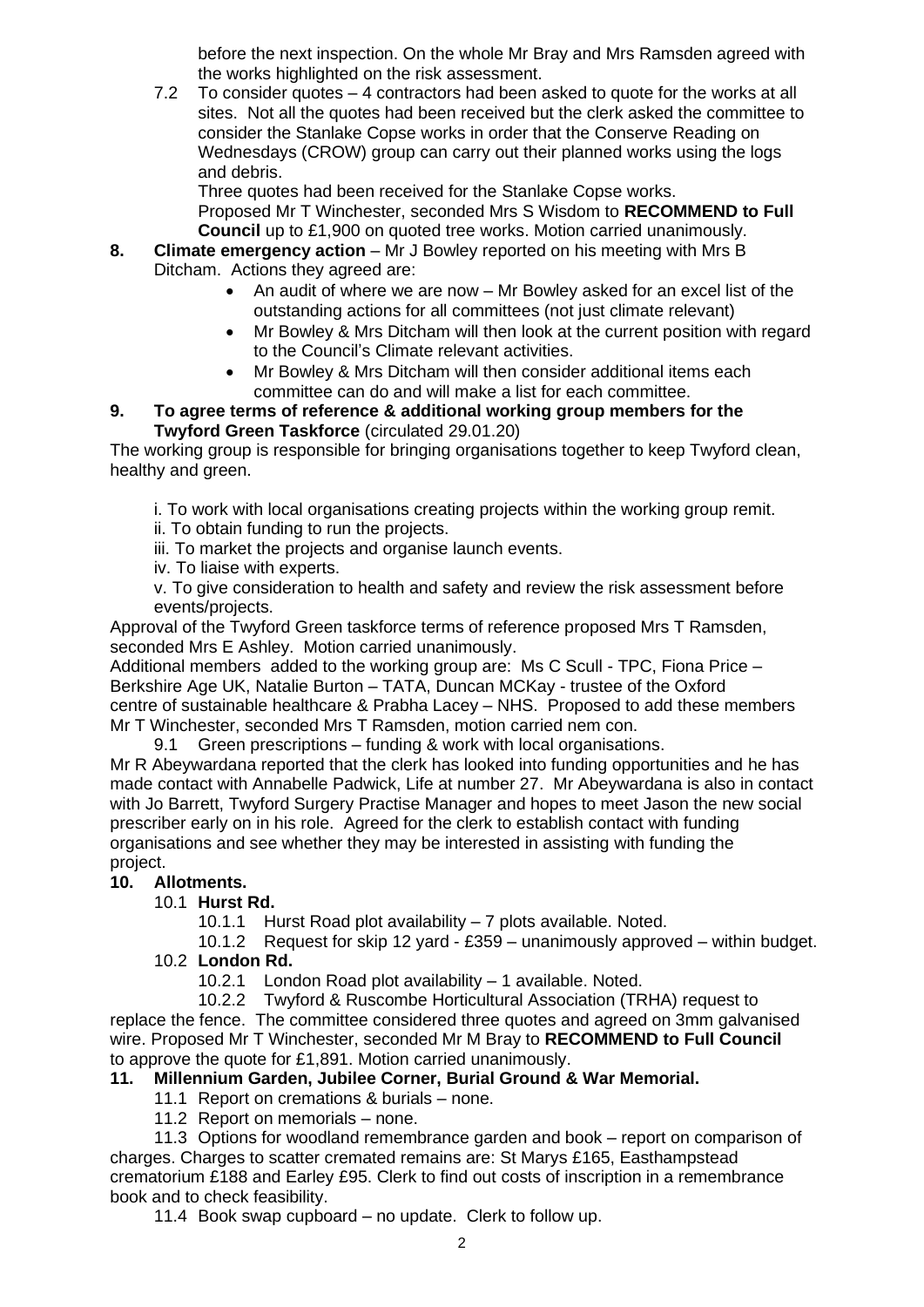before the next inspection. On the whole Mr Bray and Mrs Ramsden agreed with the works highlighted on the risk assessment.

7.2 To consider quotes – 4 contractors had been asked to quote for the works at all sites. Not all the quotes had been received but the clerk asked the committee to consider the Stanlake Copse works in order that the Conserve Reading on Wednesdays (CROW) group can carry out their planned works using the logs and debris.
Three quotes had been received for the Stanlake Copse works.
Proposed Mr T Winchester, seconded Mrs S Wisdom to **RECOMMEND to Full Council** up to £1,900 on quoted tree works. Motion carried unanimously.

**8. Climate emergency action** – Mr J Bowley reported on his meeting with Mrs B Ditcham. Actions they agreed are:

- An audit of where we are now – Mr Bowley asked for an excel list of the outstanding actions for all committees (not just climate relevant)
- Mr Bowley & Mrs Ditcham will then look at the current position with regard to the Council's Climate relevant activities.
- Mr Bowley & Mrs Ditcham will then consider additional items each committee can do and will make a list for each committee.

**9. To agree terms of reference & additional working group members for the Twyford Green Taskforce** (circulated 29.01.20)

The working group is responsible for bringing organisations together to keep Twyford clean, healthy and green.

i. To work with local organisations creating projects within the working group remit.
ii. To obtain funding to run the projects.
iii. To market the projects and organise launch events.
iv. To liaise with experts.
v. To give consideration to health and safety and review the risk assessment before events/projects.

Approval of the Twyford Green taskforce terms of reference proposed Mrs T Ramsden, seconded Mrs E Ashley. Motion carried unanimously.

Additional members added to the working group are: Ms C Scull - TPC, Fiona Price – Berkshire Age UK, Natalie Burton – TATA, Duncan MCKay - trustee of the Oxford centre of sustainable healthcare & Prabha Lacey – NHS. Proposed to add these members Mr T Winchester, seconded Mrs T Ramsden, motion carried nem con.

9.1 Green prescriptions – funding & work with local organisations.

Mr R Abeywardana reported that the clerk has looked into funding opportunities and he has made contact with Annabelle Padwick, Life at number 27. Mr Abeywardana is also in contact with Jo Barrett, Twyford Surgery Practise Manager and hopes to meet Jason the new social prescriber early on in his role. Agreed for the clerk to establish contact with funding organisations and see whether they may be interested in assisting with funding the project.

**10. Allotments.**

10.1 **Hurst Rd.**

10.1.1 Hurst Road plot availability – 7 plots available. Noted.

10.1.2 Request for skip 12 yard - £359 – unanimously approved – within budget.

10.2 **London Rd.**

10.2.1 London Road plot availability – 1 available. Noted.

10.2.2 Twyford & Ruscombe Horticultural Association (TRHA) request to replace the fence. The committee considered three quotes and agreed on 3mm galvanised wire. Proposed Mr T Winchester, seconded Mr M Bray to **RECOMMEND to Full Council** to approve the quote for £1,891. Motion carried unanimously.

**11. Millennium Garden, Jubilee Corner, Burial Ground & War Memorial.**

11.1 Report on cremations & burials – none.

11.2 Report on memorials – none.

11.3 Options for woodland remembrance garden and book – report on comparison of charges. Charges to scatter cremated remains are: St Marys £165, Easthampstead crematorium £188 and Earley £95. Clerk to find out costs of inscription in a remembrance book and to check feasibility.

11.4 Book swap cupboard – no update. Clerk to follow up.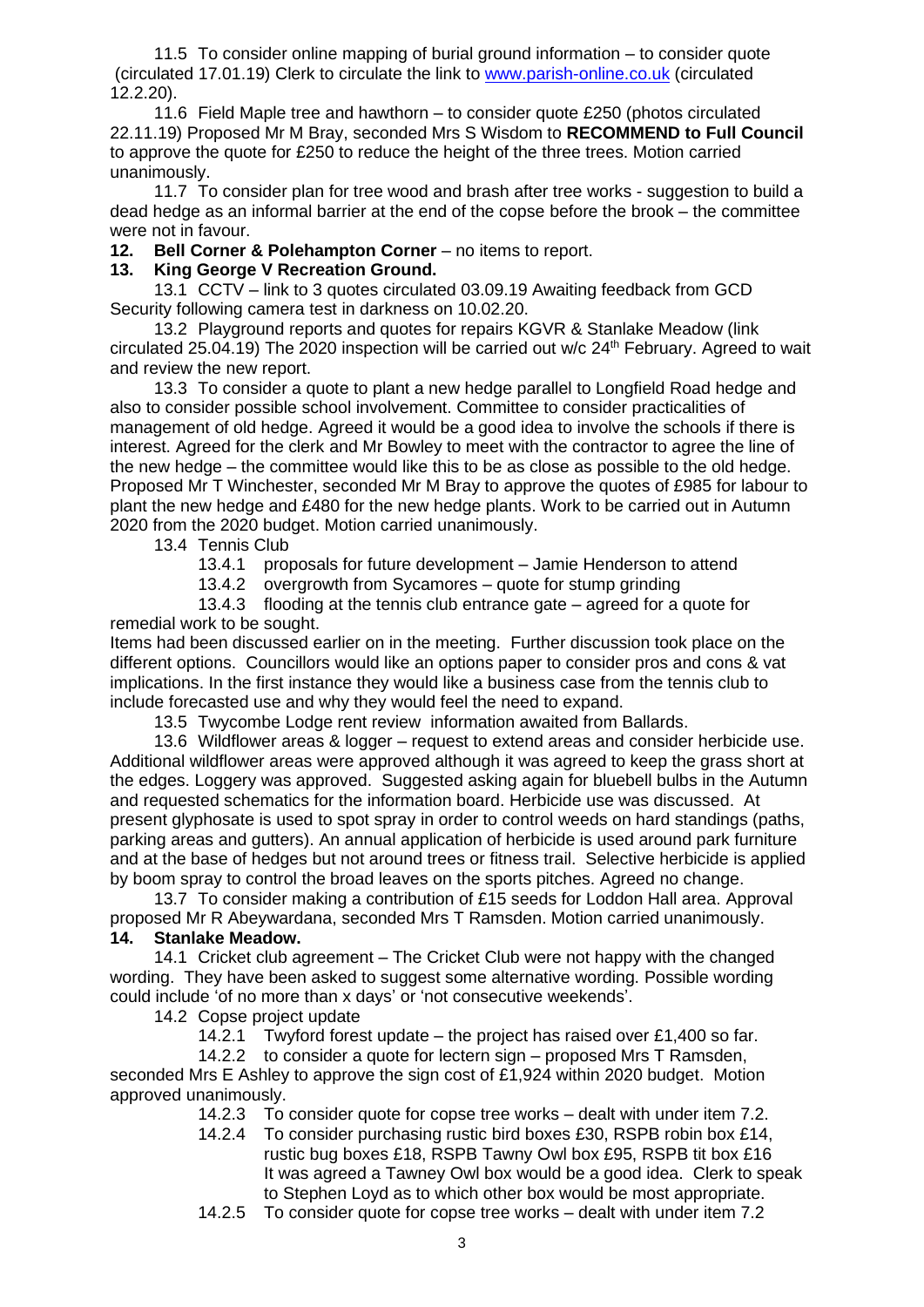11.5 To consider online mapping of burial ground information – to consider quote (circulated 17.01.19) Clerk to circulate the link to www.parish-online.co.uk (circulated 12.2.20).

11.6 Field Maple tree and hawthorn – to consider quote £250 (photos circulated 22.11.19) Proposed Mr M Bray, seconded Mrs S Wisdom to **RECOMMEND to Full Council** to approve the quote for £250 to reduce the height of the three trees. Motion carried unanimously.

11.7 To consider plan for tree wood and brash after tree works - suggestion to build a dead hedge as an informal barrier at the end of the copse before the brook – the committee were not in favour.

**12. Bell Corner & Polehampton Corner** – no items to report.

**13. King George V Recreation Ground.**

13.1 CCTV – link to 3 quotes circulated 03.09.19 Awaiting feedback from GCD Security following camera test in darkness on 10.02.20.

13.2 Playground reports and quotes for repairs KGVR & Stanlake Meadow (link circulated 25.04.19) The 2020 inspection will be carried out w/c 24th February. Agreed to wait and review the new report.

13.3 To consider a quote to plant a new hedge parallel to Longfield Road hedge and also to consider possible school involvement. Committee to consider practicalities of management of old hedge. Agreed it would be a good idea to involve the schools if there is interest. Agreed for the clerk and Mr Bowley to meet with the contractor to agree the line of the new hedge – the committee would like this to be as close as possible to the old hedge. Proposed Mr T Winchester, seconded Mr M Bray to approve the quotes of £985 for labour to plant the new hedge and £480 for the new hedge plants. Work to be carried out in Autumn 2020 from the 2020 budget. Motion carried unanimously.

13.4 Tennis Club

13.4.1 proposals for future development – Jamie Henderson to attend

13.4.2 overgrowth from Sycamores – quote for stump grinding

13.4.3 flooding at the tennis club entrance gate – agreed for a quote for remedial work to be sought.

Items had been discussed earlier on in the meeting. Further discussion took place on the different options. Councillors would like an options paper to consider pros and cons & vat implications. In the first instance they would like a business case from the tennis club to include forecasted use and why they would feel the need to expand.

13.5 Twycombe Lodge rent review information awaited from Ballards.

13.6 Wildflower areas & logger – request to extend areas and consider herbicide use. Additional wildflower areas were approved although it was agreed to keep the grass short at the edges. Loggery was approved. Suggested asking again for bluebell bulbs in the Autumn and requested schematics for the information board. Herbicide use was discussed. At present glyphosate is used to spot spray in order to control weeds on hard standings (paths, parking areas and gutters). An annual application of herbicide is used around park furniture and at the base of hedges but not around trees or fitness trail. Selective herbicide is applied by boom spray to control the broad leaves on the sports pitches. Agreed no change.

13.7 To consider making a contribution of £15 seeds for Loddon Hall area. Approval proposed Mr R Abeywardana, seconded Mrs T Ramsden. Motion carried unanimously.

**14. Stanlake Meadow.**

14.1 Cricket club agreement – The Cricket Club were not happy with the changed wording. They have been asked to suggest some alternative wording. Possible wording could include 'of no more than x days' or 'not consecutive weekends'.

14.2 Copse project update

14.2.1 Twyford forest update – the project has raised over £1,400 so far.

14.2.2 to consider a quote for lectern sign – proposed Mrs T Ramsden, seconded Mrs E Ashley to approve the sign cost of £1,924 within 2020 budget. Motion approved unanimously.

14.2.3 To consider quote for copse tree works – dealt with under item 7.2.

14.2.4 To consider purchasing rustic bird boxes £30, RSPB robin box £14, rustic bug boxes £18, RSPB Tawny Owl box £95, RSPB tit box £16 It was agreed a Tawney Owl box would be a good idea. Clerk to speak to Stephen Loyd as to which other box would be most appropriate.

14.2.5 To consider quote for copse tree works – dealt with under item 7.2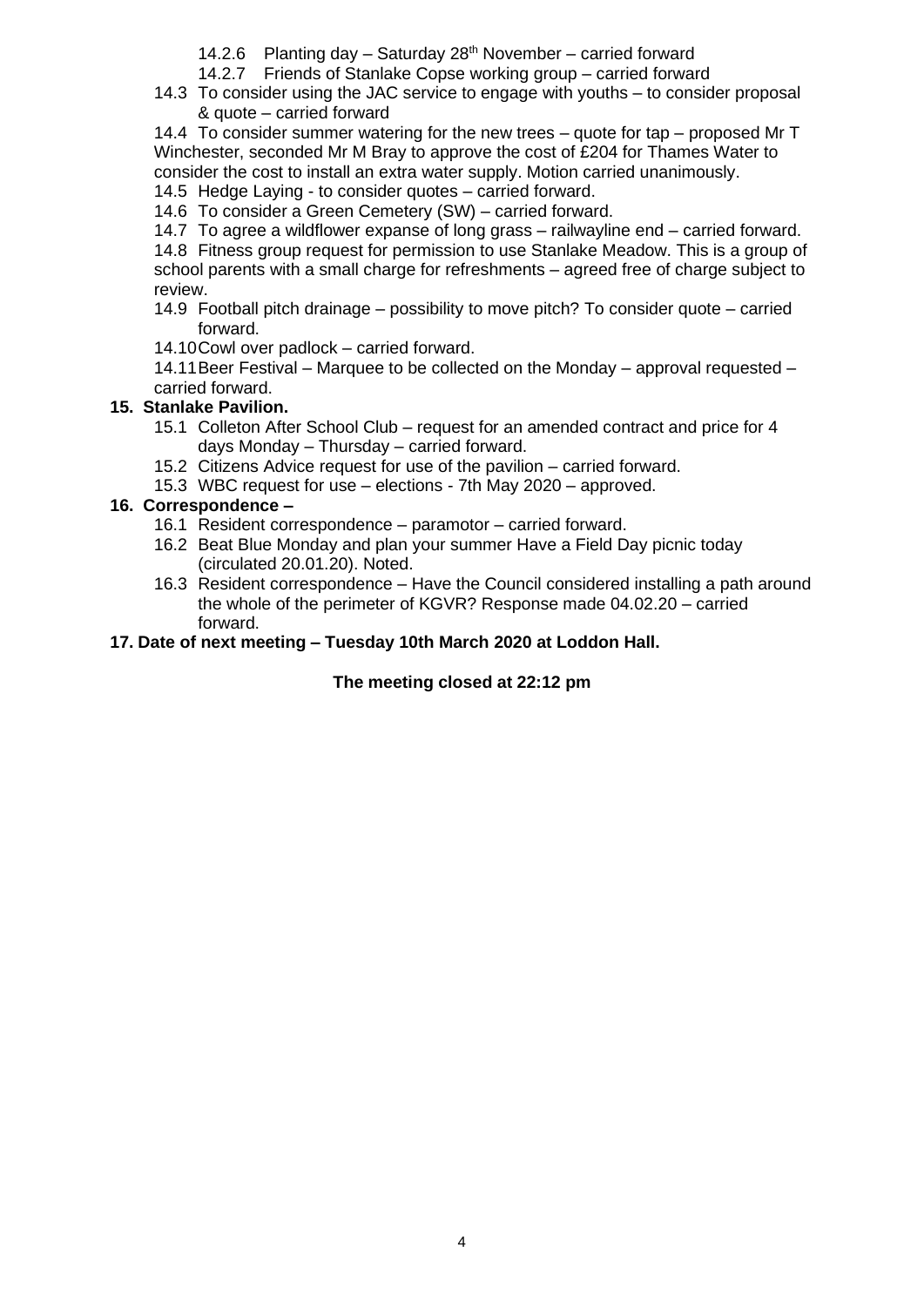14.2.6 Planting day – Saturday 28th November – carried forward

14.2.7 Friends of Stanlake Copse working group – carried forward

14.3 To consider using the JAC service to engage with youths – to consider proposal & quote – carried forward

14.4 To consider summer watering for the new trees – quote for tap – proposed Mr T Winchester, seconded Mr M Bray to approve the cost of £204 for Thames Water to consider the cost to install an extra water supply. Motion carried unanimously.

14.5 Hedge Laying - to consider quotes – carried forward.

14.6 To consider a Green Cemetery (SW) – carried forward.

14.7 To agree a wildflower expanse of long grass – railwayline end – carried forward.

14.8 Fitness group request for permission to use Stanlake Meadow. This is a group of school parents with a small charge for refreshments – agreed free of charge subject to review.

14.9 Football pitch drainage – possibility to move pitch? To consider quote – carried forward.

14.10 Cowl over padlock – carried forward.

14.11 Beer Festival – Marquee to be collected on the Monday – approval requested – carried forward.

**15. Stanlake Pavilion.**

15.1 Colleton After School Club – request for an amended contract and price for 4 days Monday – Thursday – carried forward.

15.2 Citizens Advice request for use of the pavilion – carried forward.

15.3 WBC request for use – elections - 7th May 2020 – approved.

**16. Correspondence –**

16.1 Resident correspondence – paramotor – carried forward.

16.2 Beat Blue Monday and plan your summer Have a Field Day picnic today (circulated 20.01.20). Noted.

16.3 Resident correspondence – Have the Council considered installing a path around the whole of the perimeter of KGVR? Response made 04.02.20 – carried forward.

**17. Date of next meeting – Tuesday 10th March 2020 at Loddon Hall.**

**The meeting closed at 22:12 pm**